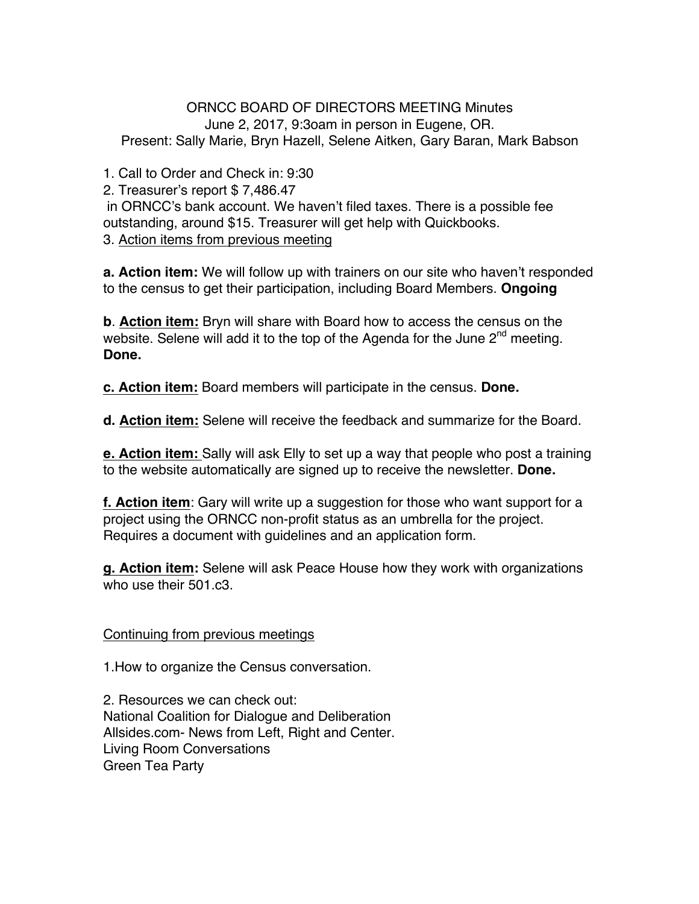ORNCC BOARD OF DIRECTORS MEETING Minutes
June 2, 2017, 9:3oam in person in Eugene, OR.
Present: Sally Marie, Bryn Hazell, Selene Aitken, Gary Baran, Mark Babson

1. Call to Order and Check in: 9:30
2. Treasurer's report $ 7,486.47
 in ORNCC's bank account. We haven't filed taxes. There is a possible fee outstanding, around $15. Treasurer will get help with Quickbooks.
3. Action items from previous meeting

**a. Action item:** We will follow up with trainers on our site who haven't responded to the census to get their participation, including Board Members. **Ongoing**

**b**. **Action item:** Bryn will share with Board how to access the census on the website. Selene will add it to the top of the Agenda for the June 2nd meeting. **Done.**

**c. Action item:** Board members will participate in the census. **Done.**

**d. Action item:** Selene will receive the feedback and summarize for the Board.

**e. Action item:** Sally will ask Elly to set up a way that people who post a training to the website automatically are signed up to receive the newsletter. **Done.**

**f. Action item**: Gary will write up a suggestion for those who want support for a project using the ORNCC non-profit status as an umbrella for the project. Requires a document with guidelines and an application form.

**g. Action item:** Selene will ask Peace House how they work with organizations who use their 501.c3.

Continuing from previous meetings

1.How to organize the Census conversation.

2. Resources we can check out:
National Coalition for Dialogue and Deliberation
Allsides.com- News from Left, Right and Center.
Living Room Conversations
Green Tea Party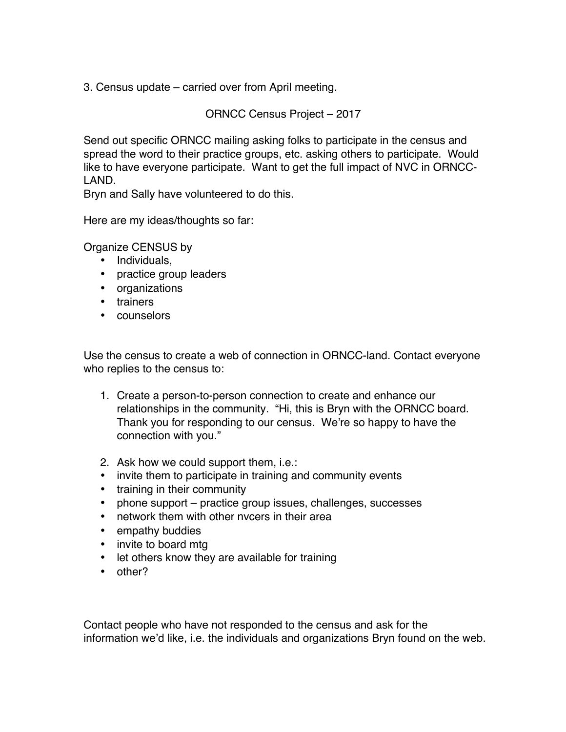3. Census update – carried over from April meeting.

ORNCC Census Project – 2017

Send out specific ORNCC mailing asking folks to participate in the census and spread the word to their practice groups, etc. asking others to participate. Would like to have everyone participate. Want to get the full impact of NVC in ORNCC-LAND.
Bryn and Sally have volunteered to do this.

Here are my ideas/thoughts so far:

Organize CENSUS by

- Individuals,
- practice group leaders
- organizations
- trainers
- counselors

Use the census to create a web of connection in ORNCC-land. Contact everyone who replies to the census to:

1. Create a person-to-person connection to create and enhance our relationships in the community. "Hi, this is Bryn with the ORNCC board. Thank you for responding to our census. We're so happy to have the connection with you."

2. Ask how we could support them, i.e.:

- invite them to participate in training and community events
- training in their community
- phone support – practice group issues, challenges, successes
- network them with other nvcers in their area
- empathy buddies
- invite to board mtg
- let others know they are available for training
- other?

Contact people who have not responded to the census and ask for the information we'd like, i.e. the individuals and organizations Bryn found on the web.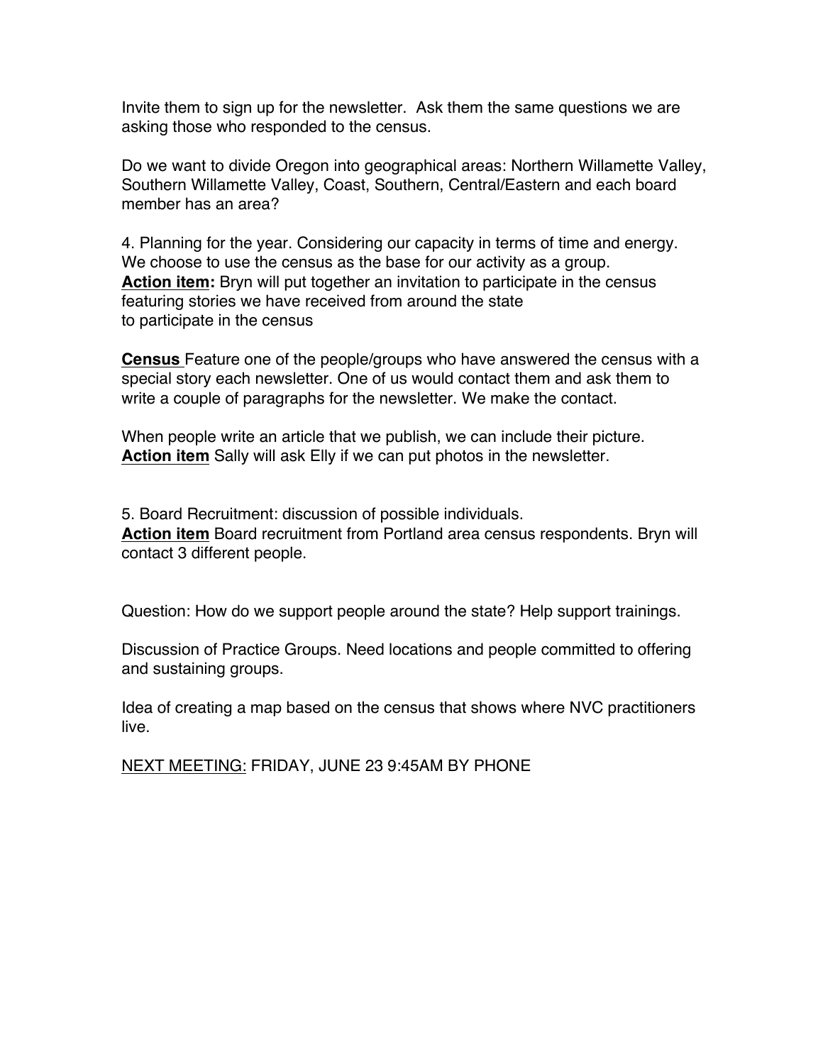Invite them to sign up for the newsletter.  Ask them the same questions we are asking those who responded to the census.

Do we want to divide Oregon into geographical areas: Northern Willamette Valley, Southern Willamette Valley, Coast, Southern, Central/Eastern and each board member has an area?

4. Planning for the year. Considering our capacity in terms of time and energy. We choose to use the census as the base for our activity as a group.
<u>**Action item:**</u> Bryn will put together an invitation to participate in the census featuring stories we have received from around the state
to participate in the census

<u>**Census**</u> Feature one of the people/groups who have answered the census with a special story each newsletter. One of us would contact them and ask them to write a couple of paragraphs for the newsletter. We make the contact.

When people write an article that we publish, we can include their picture.
<u>**Action item**</u> Sally will ask Elly if we can put photos in the newsletter.

5. Board Recruitment: discussion of possible individuals.
<u>**Action item**</u> Board recruitment from Portland area census respondents. Bryn will contact 3 different people.

Question: How do we support people around the state? Help support trainings.

Discussion of Practice Groups. Need locations and people committed to offering and sustaining groups.

Idea of creating a map based on the census that shows where NVC practitioners live.

<u>NEXT MEETING:</u> FRIDAY, JUNE 23 9:45AM BY PHONE